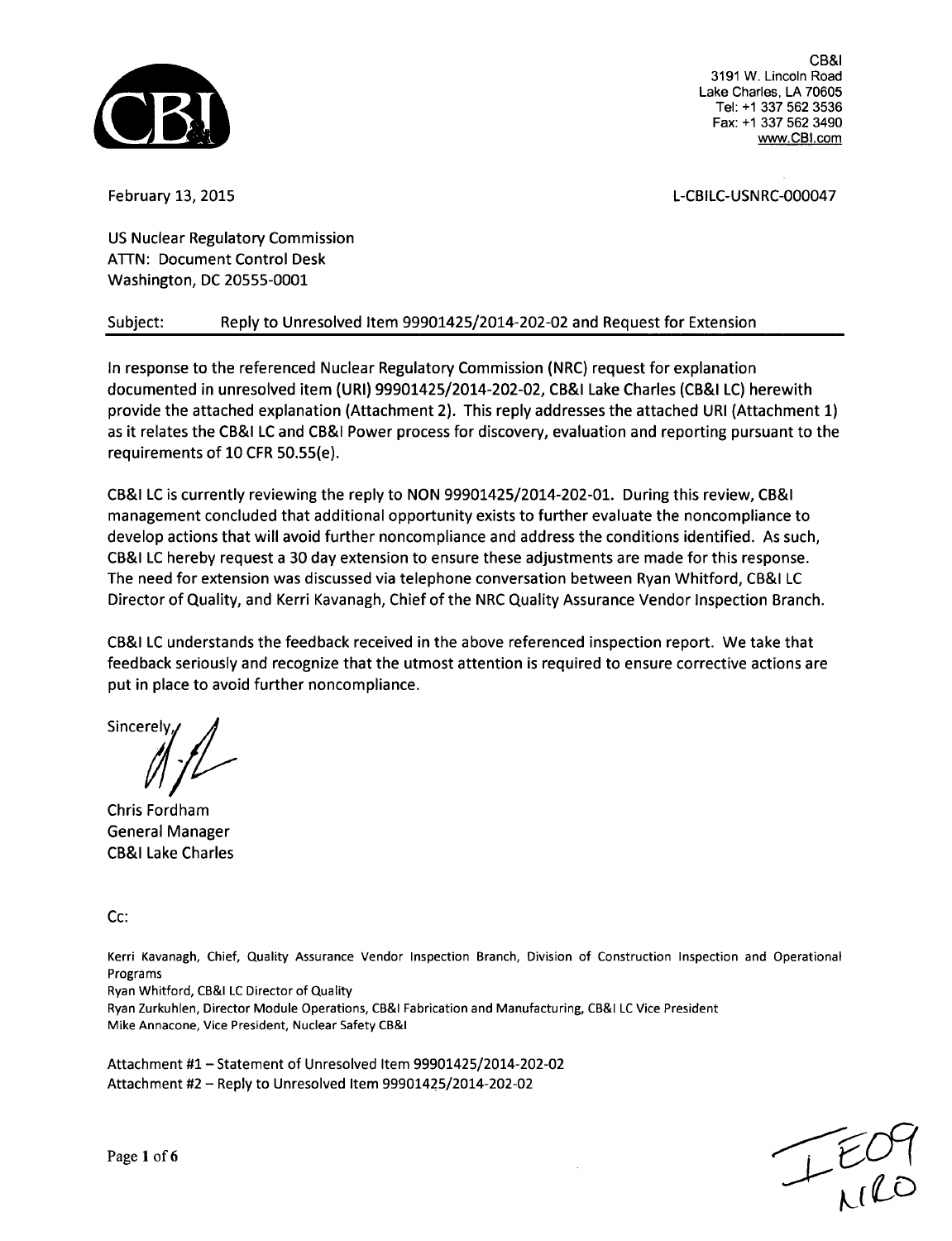CB&I
3191 W. Lincoln Road
Lake Charles, LA 70605
Tel: +1 337 562 3536
Fax: +1 337 562 3490
www.CBI.com

February 13, 2015

L-CBILC-USNRC-000047

US Nuclear Regulatory Commission
ATTN: Document Control Desk
Washington, DC 20555-0001

**Subject: Reply to Unresolved Item 99901425/2014-202-02 and Request for Extension**

In response to the referenced Nuclear Regulatory Commission (NRC) request for explanation documented in unresolved item (URI) 99901425/2014-202-02, CB&I Lake Charles (CB&I LC) herewith provide the attached explanation (Attachment 2). This reply addresses the attached URI (Attachment 1) as it relates the CB&I LC and CB&I Power process for discovery, evaluation and reporting pursuant to the requirements of 10 CFR 50.55(e).

CB&I LC is currently reviewing the reply to NON 99901425/2014-202-01. During this review, CB&I management concluded that additional opportunity exists to further evaluate the noncompliance to develop actions that will avoid further noncompliance and address the conditions identified. As such, CB&I LC hereby request a 30 day extension to ensure these adjustments are made for this response. The need for extension was discussed via telephone conversation between Ryan Whitford, CB&I LC Director of Quality, and Kerri Kavanagh, Chief of the NRC Quality Assurance Vendor Inspection Branch.

CB&I LC understands the feedback received in the above referenced inspection report. We take that feedback seriously and recognize that the utmost attention is required to ensure corrective actions are put in place to avoid further noncompliance.

Sincerely,

Chris Fordham
General Manager
CB&I Lake Charles

Cc:

Kerri Kavanagh, Chief, Quality Assurance Vendor Inspection Branch, Division of Construction Inspection and Operational Programs
Ryan Whitford, CB&I LC Director of Quality
Ryan Zurkuhlen, Director Module Operations, CB&I Fabrication and Manufacturing, CB&I LC Vice President
Mike Annacone, Vice President, Nuclear Safety CB&I

Attachment #1 – Statement of Unresolved Item 99901425/2014-202-02
Attachment #2 – Reply to Unresolved Item 99901425/2014-202-02

IE09
NRO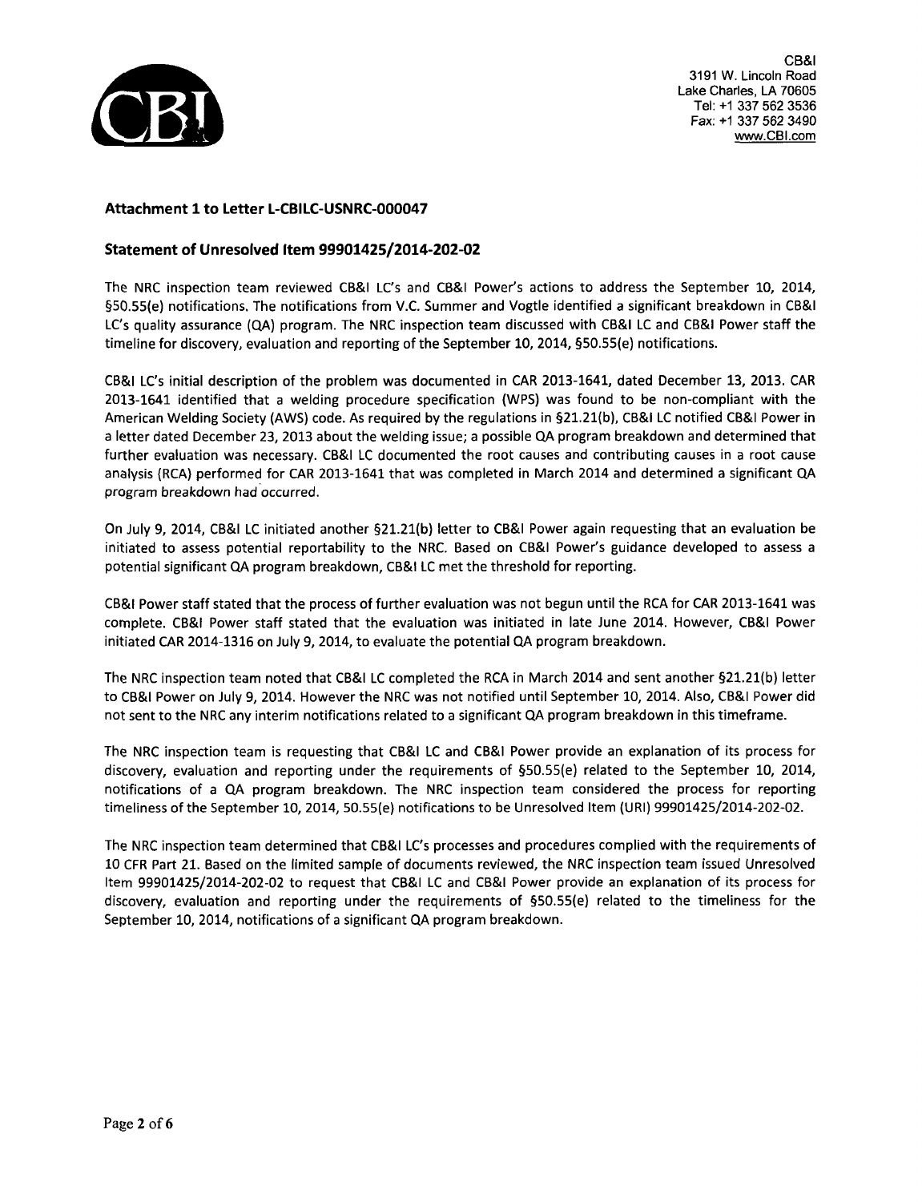CB&I
3191 W. Lincoln Road
Lake Charles, LA 70605
Tel: +1 337 562 3536
Fax: +1 337 562 3490
www.CBI.com

## Attachment 1 to Letter L-CBILC-USNRC-000047

## Statement of Unresolved Item 99901425/2014-202-02

The NRC inspection team reviewed CB&I LC's and CB&I Power's actions to address the September 10, 2014, §50.55(e) notifications. The notifications from V.C. Summer and Vogtle identified a significant breakdown in CB&I LC's quality assurance (QA) program. The NRC inspection team discussed with CB&I LC and CB&I Power staff the timeline for discovery, evaluation and reporting of the September 10, 2014, §50.55(e) notifications.

CB&I LC's initial description of the problem was documented in CAR 2013-1641, dated December 13, 2013. CAR 2013-1641 identified that a welding procedure specification (WPS) was found to be non-compliant with the American Welding Society (AWS) code. As required by the regulations in §21.21(b), CB&I LC notified CB&I Power in a letter dated December 23, 2013 about the welding issue; a possible QA program breakdown and determined that further evaluation was necessary. CB&I LC documented the root causes and contributing causes in a root cause analysis (RCA) performed for CAR 2013-1641 that was completed in March 2014 and determined a significant QA program breakdown had occurred.

On July 9, 2014, CB&I LC initiated another §21.21(b) letter to CB&I Power again requesting that an evaluation be initiated to assess potential reportability to the NRC. Based on CB&I Power's guidance developed to assess a potential significant QA program breakdown, CB&I LC met the threshold for reporting.

CB&I Power staff stated that the process of further evaluation was not begun until the RCA for CAR 2013-1641 was complete. CB&I Power staff stated that the evaluation was initiated in late June 2014. However, CB&I Power initiated CAR 2014-1316 on July 9, 2014, to evaluate the potential QA program breakdown.

The NRC inspection team noted that CB&I LC completed the RCA in March 2014 and sent another §21.21(b) letter to CB&I Power on July 9, 2014. However the NRC was not notified until September 10, 2014. Also, CB&I Power did not sent to the NRC any interim notifications related to a significant QA program breakdown in this timeframe.

The NRC inspection team is requesting that CB&I LC and CB&I Power provide an explanation of its process for discovery, evaluation and reporting under the requirements of §50.55(e) related to the September 10, 2014, notifications of a QA program breakdown. The NRC inspection team considered the process for reporting timeliness of the September 10, 2014, 50.55(e) notifications to be Unresolved Item (URI) 99901425/2014-202-02.

The NRC inspection team determined that CB&I LC's processes and procedures complied with the requirements of 10 CFR Part 21. Based on the limited sample of documents reviewed, the NRC inspection team issued Unresolved Item 99901425/2014-202-02 to request that CB&I LC and CB&I Power provide an explanation of its process for discovery, evaluation and reporting under the requirements of §50.55(e) related to the timeliness for the September 10, 2014, notifications of a significant QA program breakdown.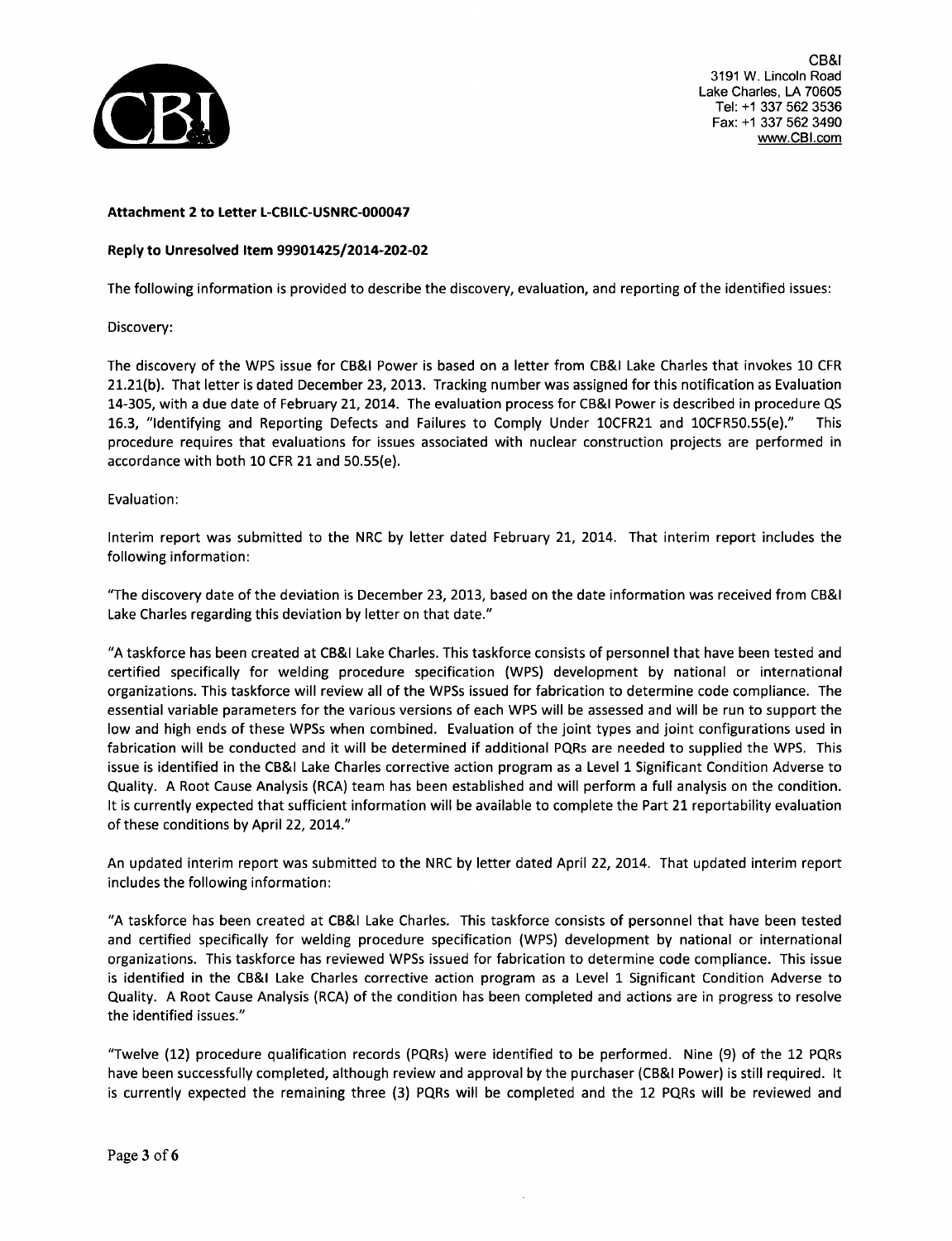CB&I
3191 W. Lincoln Road
Lake Charles, LA 70605
Tel: +1 337 562 3536
Fax: +1 337 562 3490
www.CBI.com

**Attachment 2 to Letter L-CBILC-USNRC-000047**

**Reply to Unresolved Item 99901425/2014-202-02**

The following information is provided to describe the discovery, evaluation, and reporting of the identified issues:

Discovery:

The discovery of the WPS issue for CB&I Power is based on a letter from CB&I Lake Charles that invokes 10 CFR 21.21(b). That letter is dated December 23, 2013. Tracking number was assigned for this notification as Evaluation 14-305, with a due date of February 21, 2014. The evaluation process for CB&I Power is described in procedure QS 16.3, "Identifying and Reporting Defects and Failures to Comply Under 10CFR21 and 10CFR50.55(e)." This procedure requires that evaluations for issues associated with nuclear construction projects are performed in accordance with both 10 CFR 21 and 50.55(e).

Evaluation:

Interim report was submitted to the NRC by letter dated February 21, 2014. That interim report includes the following information:

"The discovery date of the deviation is December 23, 2013, based on the date information was received from CB&I Lake Charles regarding this deviation by letter on that date."

"A taskforce has been created at CB&I Lake Charles. This taskforce consists of personnel that have been tested and certified specifically for welding procedure specification (WPS) development by national or international organizations. This taskforce will review all of the WPSs issued for fabrication to determine code compliance. The essential variable parameters for the various versions of each WPS will be assessed and will be run to support the low and high ends of these WPSs when combined. Evaluation of the joint types and joint configurations used in fabrication will be conducted and it will be determined if additional PQRs are needed to supplied the WPS. This issue is identified in the CB&I Lake Charles corrective action program as a Level 1 Significant Condition Adverse to Quality. A Root Cause Analysis (RCA) team has been established and will perform a full analysis on the condition. It is currently expected that sufficient information will be available to complete the Part 21 reportability evaluation of these conditions by April 22, 2014."

An updated interim report was submitted to the NRC by letter dated April 22, 2014. That updated interim report includes the following information:

"A taskforce has been created at CB&I Lake Charles. This taskforce consists of personnel that have been tested and certified specifically for welding procedure specification (WPS) development by national or international organizations. This taskforce has reviewed WPSs issued for fabrication to determine code compliance. This issue is identified in the CB&I Lake Charles corrective action program as a Level 1 Significant Condition Adverse to Quality. A Root Cause Analysis (RCA) of the condition has been completed and actions are in progress to resolve the identified issues."

"Twelve (12) procedure qualification records (PQRs) were identified to be performed. Nine (9) of the 12 PQRs have been successfully completed, although review and approval by the purchaser (CB&I Power) is still required. It is currently expected the remaining three (3) PQRs will be completed and the 12 PQRs will be reviewed and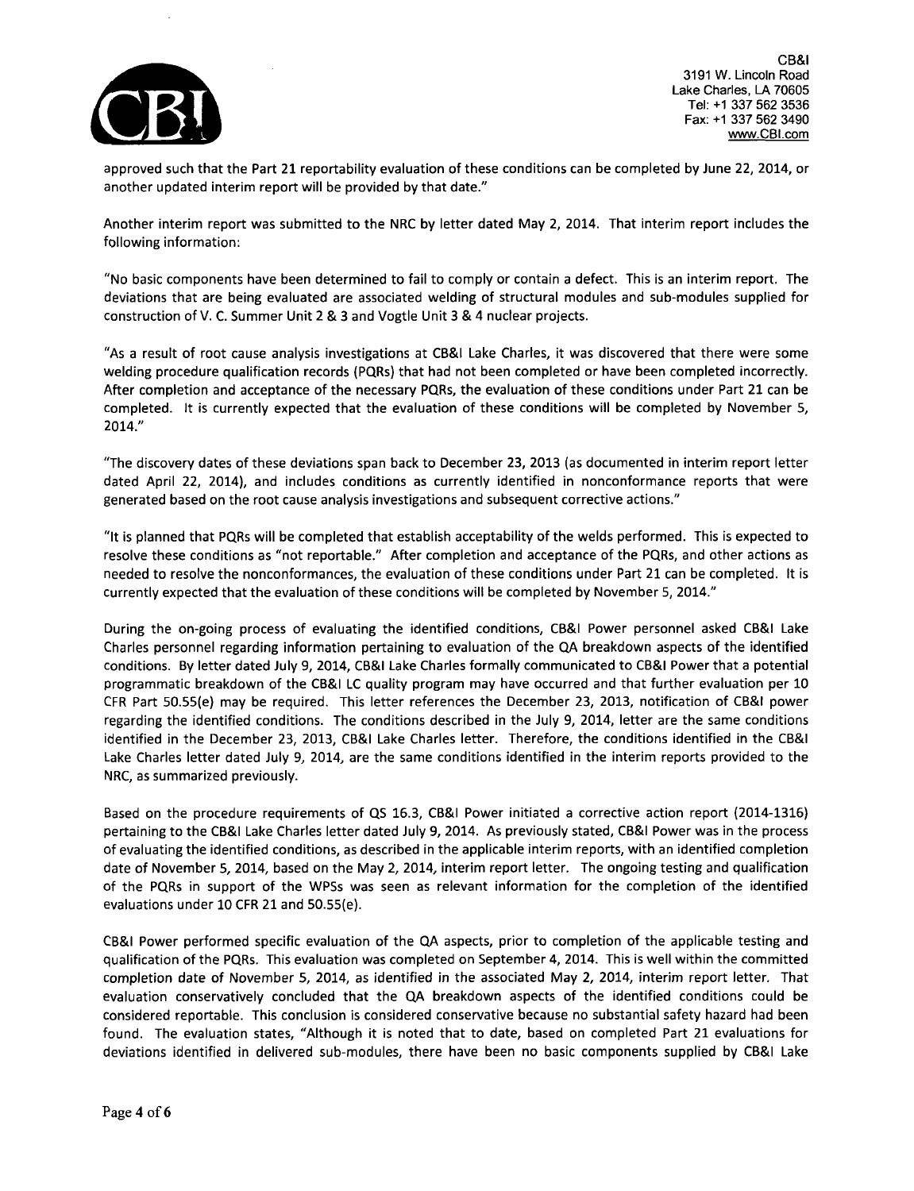approved such that the Part 21 reportability evaluation of these conditions can be completed by June 22, 2014, or another updated interim report will be provided by that date."

Another interim report was submitted to the NRC by letter dated May 2, 2014. That interim report includes the following information:

"No basic components have been determined to fail to comply or contain a defect. This is an interim report. The deviations that are being evaluated are associated welding of structural modules and sub-modules supplied for construction of V. C. Summer Unit 2 & 3 and Vogtle Unit 3 & 4 nuclear projects.

"As a result of root cause analysis investigations at CB&I Lake Charles, it was discovered that there were some welding procedure qualification records (PQRs) that had not been completed or have been completed incorrectly. After completion and acceptance of the necessary PQRs, the evaluation of these conditions under Part 21 can be completed. It is currently expected that the evaluation of these conditions will be completed by November 5, 2014."

"The discovery dates of these deviations span back to December 23, 2013 (as documented in interim report letter dated April 22, 2014), and includes conditions as currently identified in nonconformance reports that were generated based on the root cause analysis investigations and subsequent corrective actions."

"It is planned that PQRs will be completed that establish acceptability of the welds performed. This is expected to resolve these conditions as "not reportable." After completion and acceptance of the PQRs, and other actions as needed to resolve the nonconformances, the evaluation of these conditions under Part 21 can be completed. It is currently expected that the evaluation of these conditions will be completed by November 5, 2014."

During the on-going process of evaluating the identified conditions, CB&I Power personnel asked CB&I Lake Charles personnel regarding information pertaining to evaluation of the QA breakdown aspects of the identified conditions. By letter dated July 9, 2014, CB&I Lake Charles formally communicated to CB&I Power that a potential programmatic breakdown of the CB&I LC quality program may have occurred and that further evaluation per 10 CFR Part 50.55(e) may be required. This letter references the December 23, 2013, notification of CB&I power regarding the identified conditions. The conditions described in the July 9, 2014, letter are the same conditions identified in the December 23, 2013, CB&I Lake Charles letter. Therefore, the conditions identified in the CB&I Lake Charles letter dated July 9, 2014, are the same conditions identified in the interim reports provided to the NRC, as summarized previously.

Based on the procedure requirements of QS 16.3, CB&I Power initiated a corrective action report (2014-1316) pertaining to the CB&I Lake Charles letter dated July 9, 2014. As previously stated, CB&I Power was in the process of evaluating the identified conditions, as described in the applicable interim reports, with an identified completion date of November 5, 2014, based on the May 2, 2014, interim report letter. The ongoing testing and qualification of the PQRs in support of the WPSs was seen as relevant information for the completion of the identified evaluations under 10 CFR 21 and 50.55(e).

CB&I Power performed specific evaluation of the QA aspects, prior to completion of the applicable testing and qualification of the PQRs. This evaluation was completed on September 4, 2014. This is well within the committed completion date of November 5, 2014, as identified in the associated May 2, 2014, interim report letter. That evaluation conservatively concluded that the QA breakdown aspects of the identified conditions could be considered reportable. This conclusion is considered conservative because no substantial safety hazard had been found. The evaluation states, "Although it is noted that to date, based on completed Part 21 evaluations for deviations identified in delivered sub-modules, there have been no basic components supplied by CB&I Lake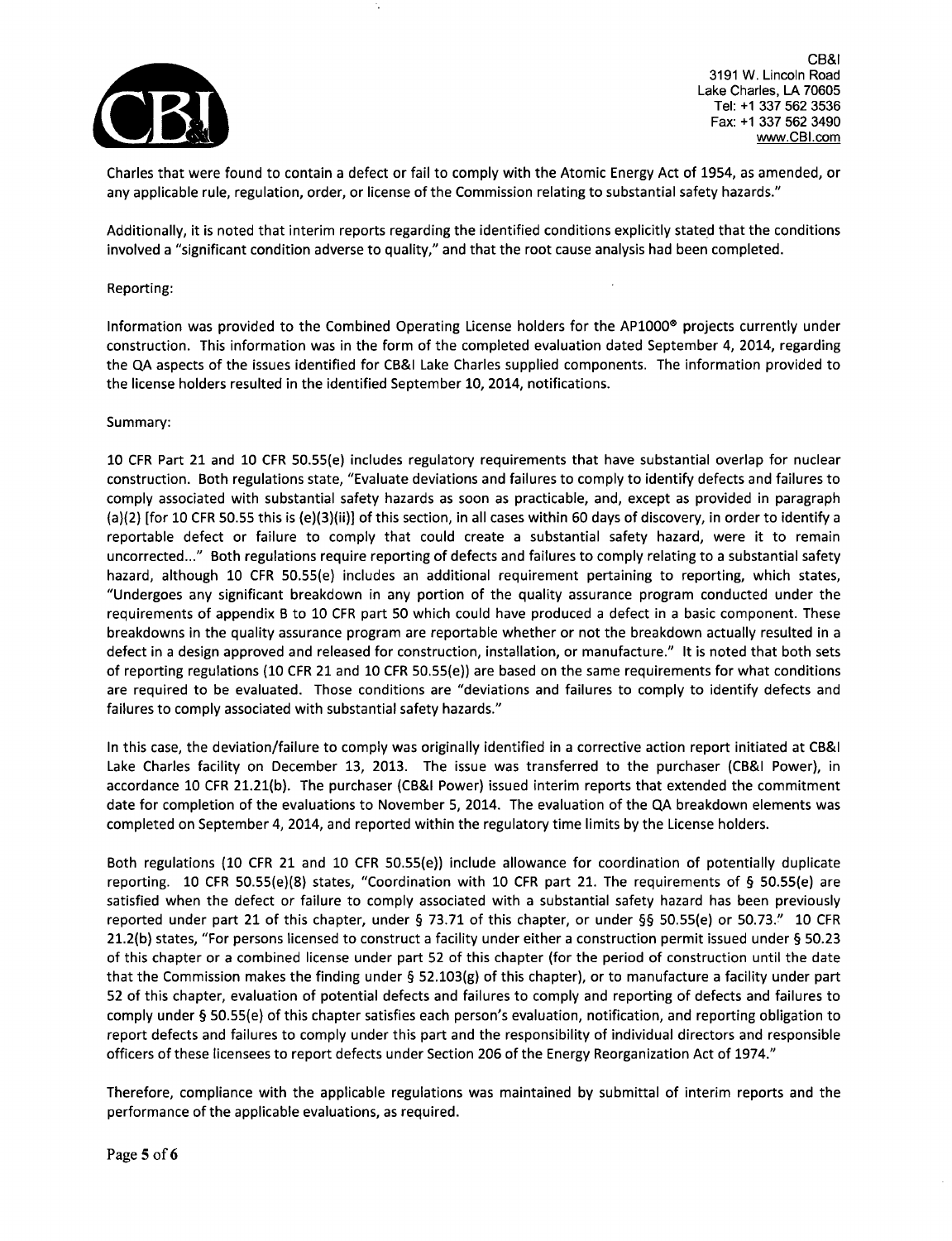Charles that were found to contain a defect or fail to comply with the Atomic Energy Act of 1954, as amended, or any applicable rule, regulation, order, or license of the Commission relating to substantial safety hazards."

Additionally, it is noted that interim reports regarding the identified conditions explicitly stated that the conditions involved a "significant condition adverse to quality," and that the root cause analysis had been completed.

Reporting:

Information was provided to the Combined Operating License holders for the AP1000® projects currently under construction. This information was in the form of the completed evaluation dated September 4, 2014, regarding the QA aspects of the issues identified for CB&I Lake Charles supplied components. The information provided to the license holders resulted in the identified September 10, 2014, notifications.

Summary:

10 CFR Part 21 and 10 CFR 50.55(e) includes regulatory requirements that have substantial overlap for nuclear construction. Both regulations state, "Evaluate deviations and failures to comply to identify defects and failures to comply associated with substantial safety hazards as soon as practicable, and, except as provided in paragraph (a)(2) [for 10 CFR 50.55 this is (e)(3)(ii)] of this section, in all cases within 60 days of discovery, in order to identify a reportable defect or failure to comply that could create a substantial safety hazard, were it to remain uncorrected..." Both regulations require reporting of defects and failures to comply relating to a substantial safety hazard, although 10 CFR 50.55(e) includes an additional requirement pertaining to reporting, which states, "Undergoes any significant breakdown in any portion of the quality assurance program conducted under the requirements of appendix B to 10 CFR part 50 which could have produced a defect in a basic component. These breakdowns in the quality assurance program are reportable whether or not the breakdown actually resulted in a defect in a design approved and released for construction, installation, or manufacture." It is noted that both sets of reporting regulations (10 CFR 21 and 10 CFR 50.55(e)) are based on the same requirements for what conditions are required to be evaluated. Those conditions are "deviations and failures to comply to identify defects and failures to comply associated with substantial safety hazards."

In this case, the deviation/failure to comply was originally identified in a corrective action report initiated at CB&I Lake Charles facility on December 13, 2013. The issue was transferred to the purchaser (CB&I Power), in accordance 10 CFR 21.21(b). The purchaser (CB&I Power) issued interim reports that extended the commitment date for completion of the evaluations to November 5, 2014. The evaluation of the QA breakdown elements was completed on September 4, 2014, and reported within the regulatory time limits by the License holders.

Both regulations (10 CFR 21 and 10 CFR 50.55(e)) include allowance for coordination of potentially duplicate reporting. 10 CFR 50.55(e)(8) states, "Coordination with 10 CFR part 21. The requirements of § 50.55(e) are satisfied when the defect or failure to comply associated with a substantial safety hazard has been previously reported under part 21 of this chapter, under § 73.71 of this chapter, or under §§ 50.55(e) or 50.73." 10 CFR 21.2(b) states, "For persons licensed to construct a facility under either a construction permit issued under § 50.23 of this chapter or a combined license under part 52 of this chapter (for the period of construction until the date that the Commission makes the finding under § 52.103(g) of this chapter), or to manufacture a facility under part 52 of this chapter, evaluation of potential defects and failures to comply and reporting of defects and failures to comply under § 50.55(e) of this chapter satisfies each person's evaluation, notification, and reporting obligation to report defects and failures to comply under this part and the responsibility of individual directors and responsible officers of these licensees to report defects under Section 206 of the Energy Reorganization Act of 1974."

Therefore, compliance with the applicable regulations was maintained by submittal of interim reports and the performance of the applicable evaluations, as required.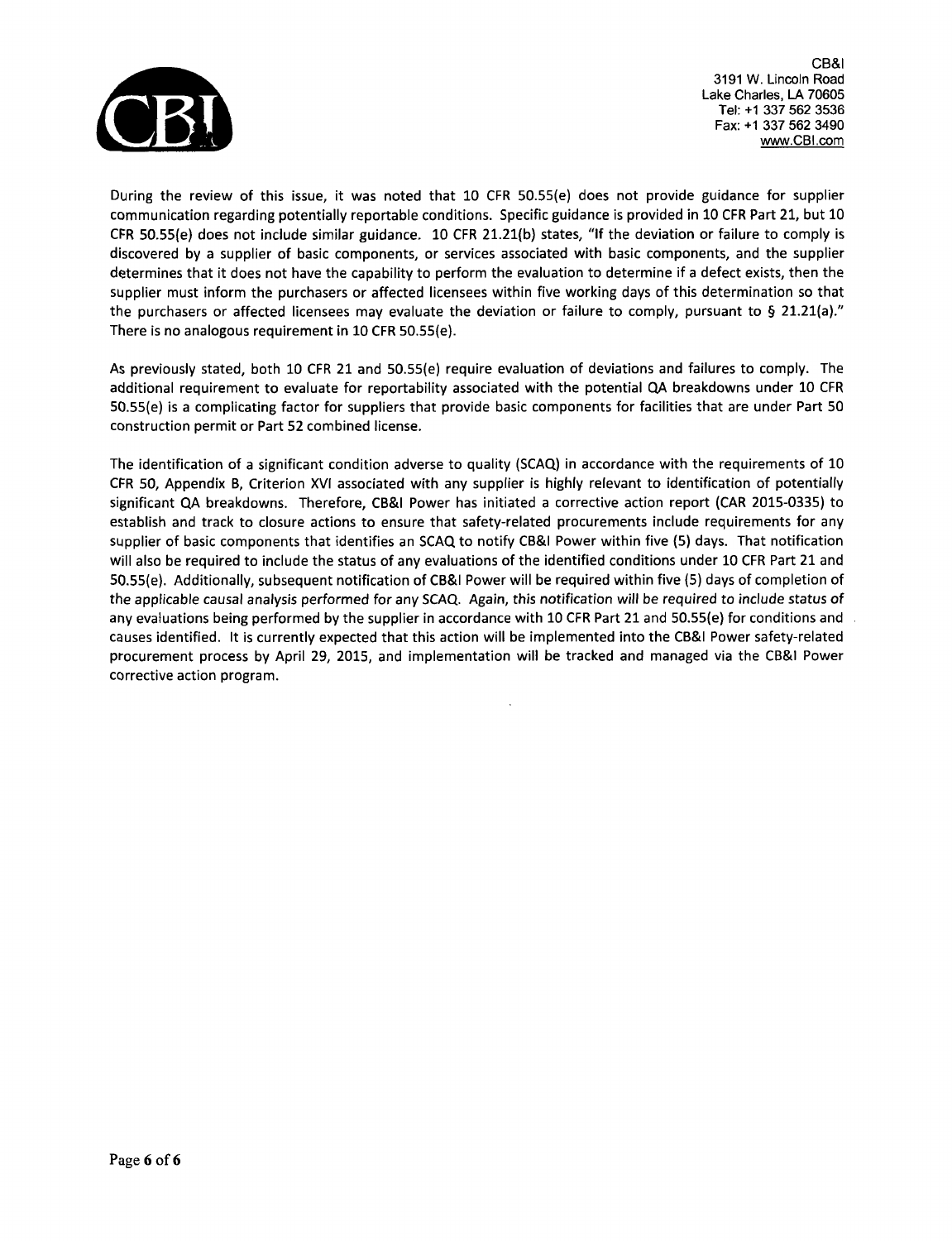During the review of this issue, it was noted that 10 CFR 50.55(e) does not provide guidance for supplier communication regarding potentially reportable conditions. Specific guidance is provided in 10 CFR Part 21, but 10 CFR 50.55(e) does not include similar guidance. 10 CFR 21.21(b) states, "If the deviation or failure to comply is discovered by a supplier of basic components, or services associated with basic components, and the supplier determines that it does not have the capability to perform the evaluation to determine if a defect exists, then the supplier must inform the purchasers or affected licensees within five working days of this determination so that the purchasers or affected licensees may evaluate the deviation or failure to comply, pursuant to § 21.21(a)." There is no analogous requirement in 10 CFR 50.55(e).

As previously stated, both 10 CFR 21 and 50.55(e) require evaluation of deviations and failures to comply. The additional requirement to evaluate for reportability associated with the potential QA breakdowns under 10 CFR 50.55(e) is a complicating factor for suppliers that provide basic components for facilities that are under Part 50 construction permit or Part 52 combined license.

The identification of a significant condition adverse to quality (SCAQ) in accordance with the requirements of 10 CFR 50, Appendix B, Criterion XVI associated with any supplier is highly relevant to identification of potentially significant QA breakdowns. Therefore, CB&I Power has initiated a corrective action report (CAR 2015-0335) to establish and track to closure actions to ensure that safety-related procurements include requirements for any supplier of basic components that identifies an SCAQ to notify CB&I Power within five (5) days. That notification will also be required to include the status of any evaluations of the identified conditions under 10 CFR Part 21 and 50.55(e). Additionally, subsequent notification of CB&I Power will be required within five (5) days of completion of the applicable causal analysis performed for any SCAQ. Again, this notification will be required to include status of any evaluations being performed by the supplier in accordance with 10 CFR Part 21 and 50.55(e) for conditions and causes identified. It is currently expected that this action will be implemented into the CB&I Power safety-related procurement process by April 29, 2015, and implementation will be tracked and managed via the CB&I Power corrective action program.